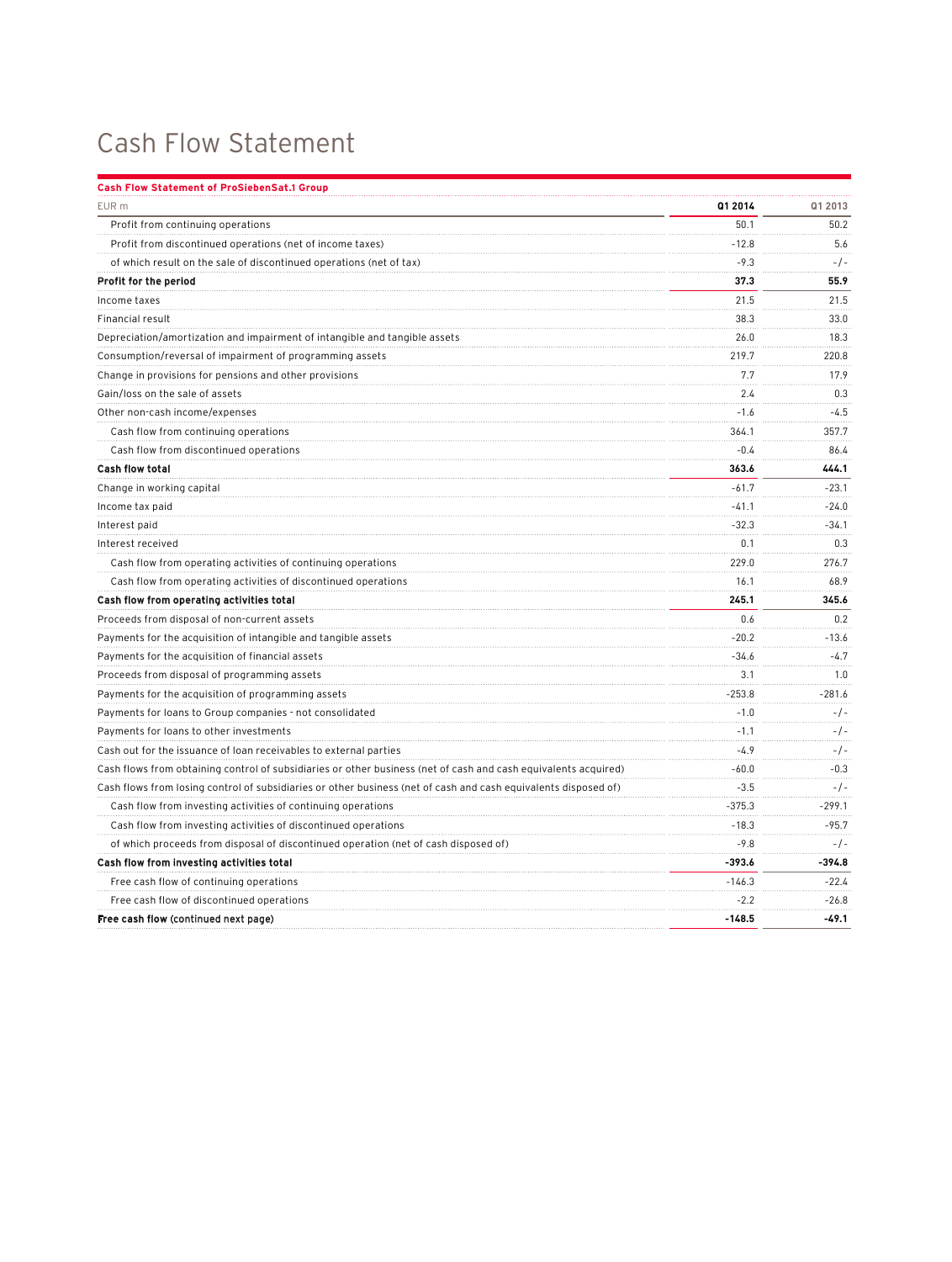# Cash Flow Statement

**Cash Flow Statement of ProSiebenSat.1 Group**

| EUR m | Q1 2014 | Q1 2013 |
|---|---|---|
| Profit from continuing operations | 50.1 | 50.2 |
| Profit from discontinued operations (net of income taxes) | -12.8 | 5.6 |
| of which result on the sale of discontinued operations (net of tax) | -9.3 | -/- |
| **Profit for the period** | **37.3** | **55.9** |
| Income taxes | 21.5 | 21.5 |
| Financial result | 38.3 | 33.0 |
| Depreciation/amortization and impairment of intangible and tangible assets | 26.0 | 18.3 |
| Consumption/reversal of impairment of programming assets | 219.7 | 220.8 |
| Change in provisions for pensions and other provisions | 7.7 | 17.9 |
| Gain/loss on the sale of assets | 2.4 | 0.3 |
| Other non-cash income/expenses | -1.6 | -4.5 |
| Cash flow from continuing operations | 364.1 | 357.7 |
| Cash flow from discontinued operations | -0.4 | 86.4 |
| **Cash flow total** | **363.6** | **444.1** |
| Change in working capital | -61.7 | -23.1 |
| Income tax paid | -41.1 | -24.0 |
| Interest paid | -32.3 | -34.1 |
| Interest received | 0.1 | 0.3 |
| Cash flow from operating activities of continuing operations | 229.0 | 276.7 |
| Cash flow from operating activities of discontinued operations | 16.1 | 68.9 |
| **Cash flow from operating activities total** | **245.1** | **345.6** |
| Proceeds from disposal of non-current assets | 0.6 | 0.2 |
| Payments for the acquisition of intangible and tangible assets | -20.2 | -13.6 |
| Payments for the acquisition of financial assets | -34.6 | -4.7 |
| Proceeds from disposal of programming assets | 3.1 | 1.0 |
| Payments for the acquisition of programming assets | -253.8 | -281.6 |
| Payments for loans to Group companies - not consolidated | -1.0 | -/- |
| Payments for loans to other investments | -1.1 | -/- |
| Cash out for the issuance of loan receivables to external parties | -4.9 | -/- |
| Cash flows from obtaining control of subsidiaries or other business (net of cash and cash equivalents acquired) | -60.0 | -0.3 |
| Cash flows from losing control of subsidiaries or other business (net of cash and cash equivalents disposed of) | -3.5 | -/- |
| Cash flow from investing activities of continuing operations | -375.3 | -299.1 |
| Cash flow from investing activities of discontinued operations | -18.3 | -95.7 |
| of which proceeds from disposal of discontinued operation (net of cash disposed of) | -9.8 | -/- |
| **Cash flow from investing activities total** | **-393.6** | **-394.8** |
| Free cash flow of continuing operations | -146.3 | -22.4 |
| Free cash flow of discontinued operations | -2.2 | -26.8 |
| **Free cash flow** (continued next page) | **-148.5** | **-49.1** |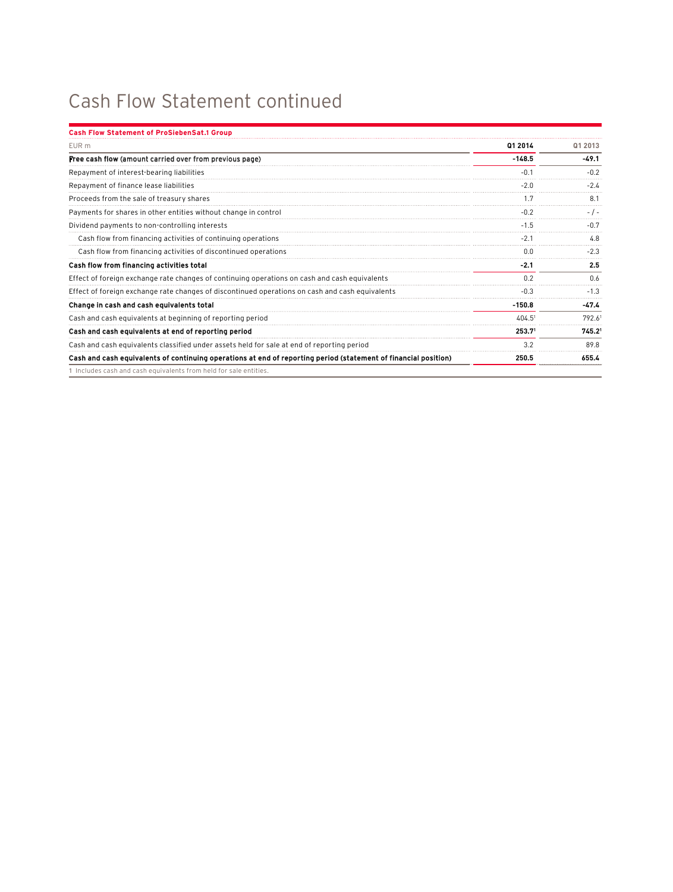# Cash Flow Statement continued

| Cash Flow Statement of ProSiebenSat.1 Group | | |
|---|---|---|
| EUR m | Q1 2014 | Q1 2013 |
| **Free cash flow (amount carried over from previous page)** | **-148.5** | **-49.1** |
| Repayment of interest-bearing liabilities | -0.1 | -0.2 |
| Repayment of finance lease liabilities | -2.0 | -2.4 |
| Proceeds from the sale of treasury shares | 1.7 | 8.1 |
| Payments for shares in other entities without change in control | -0.2 | - / - |
| Dividend payments to non-controlling interests | -1.5 | -0.7 |
| Cash flow from financing activities of continuing operations | -2.1 | 4.8 |
| Cash flow from financing activities of discontinued operations | 0.0 | -2.3 |
| **Cash flow from financing activities total** | **-2.1** | **2.5** |
| Effect of foreign exchange rate changes of continuing operations on cash and cash equivalents | 0.2 | 0.6 |
| Effect of foreign exchange rate changes of discontinued operations on cash and cash equivalents | -0.3 | -1.3 |
| **Change in cash and cash equivalents total** | **-150.8** | **-47.4** |
| Cash and cash equivalents at beginning of reporting period | 404.5[1] | 792.6[1] |
| **Cash and cash equivalents at end of reporting period** | **253.7[1]** | **745.2[1]** |
| Cash and cash equivalents classified under assets held for sale at end of reporting period | 3.2 | 89.8 |
| **Cash and cash equivalents of continuing operations at end of reporting period (statement of financial position)** | **250.5** | **655.4** |

1 Includes cash and cash equivalents from held for sale entities.